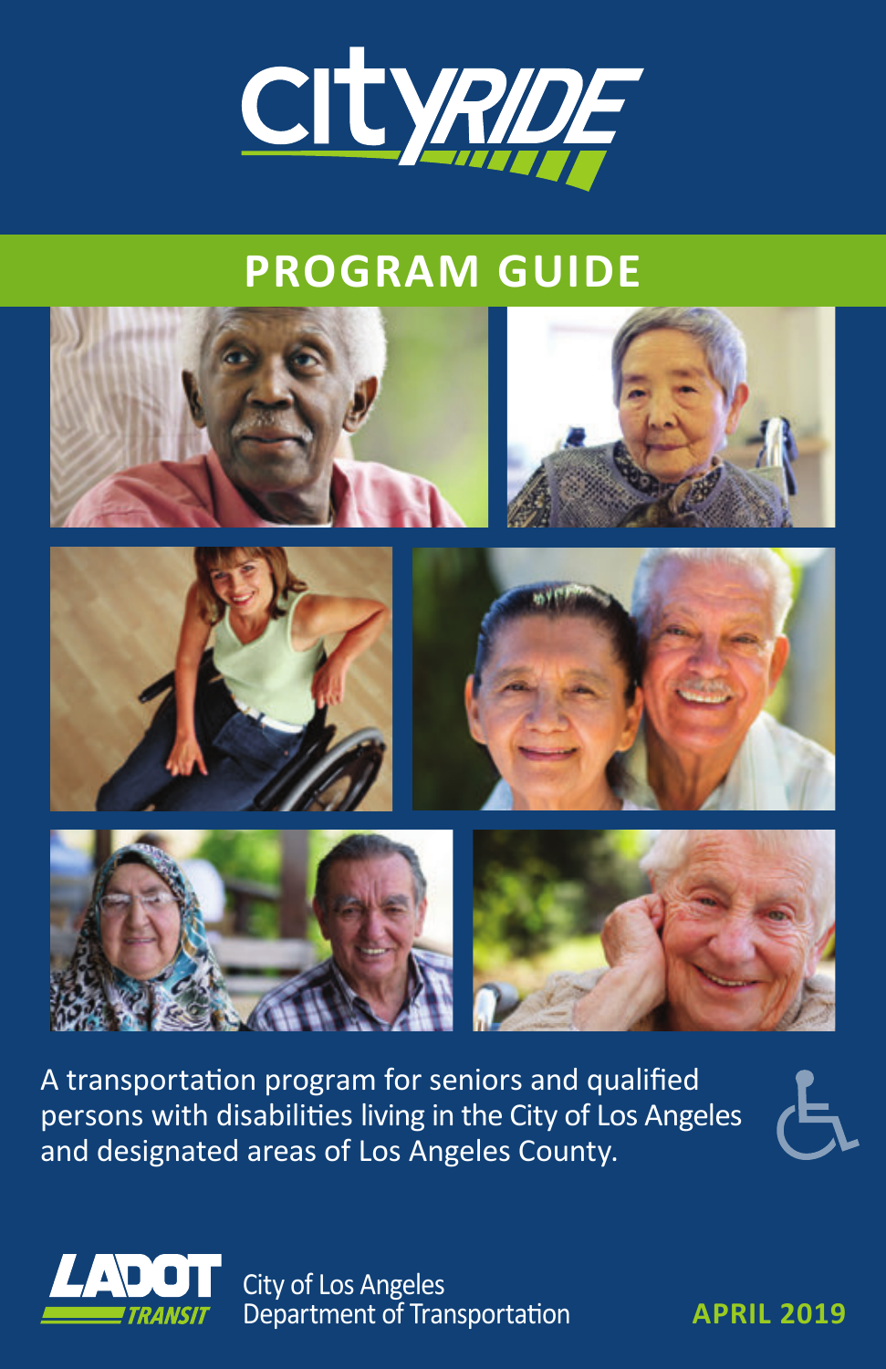# CityRide

## PROGRAM GUIDE

A transportation program for seniors and qualified persons with disabilities living in the City of Los Angeles and designated areas of Los Angeles County.

LADOT TRANSIT

City of Los Angeles
Department of Transportation

**APRIL 2019**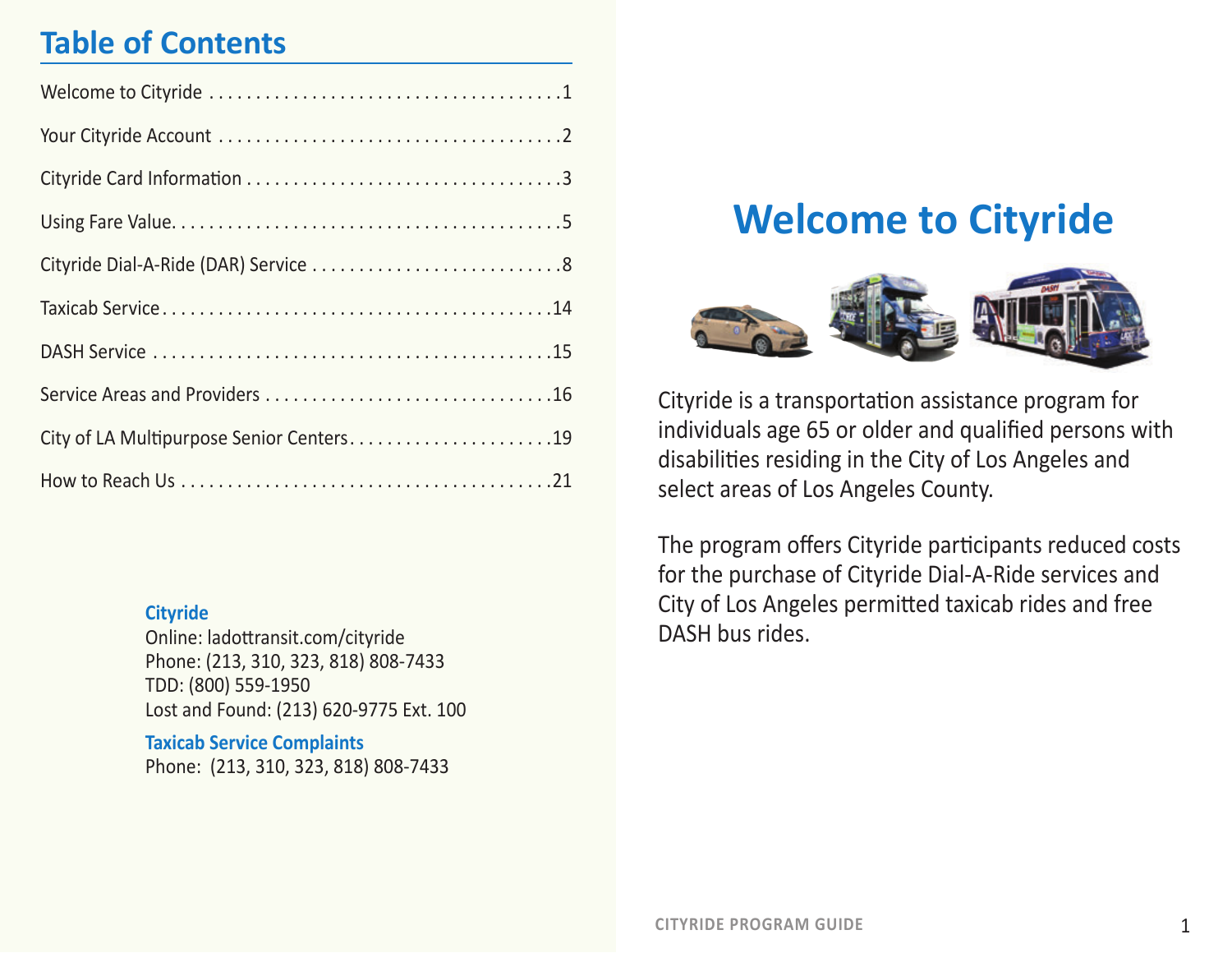## Table of Contents

| Section | Page |
|---|---|
| Welcome to Cityride | 1 |
| Your Cityride Account | 2 |
| Cityride Card Information | 3 |
| Using Fare Value | 5 |
| Cityride Dial-A-Ride (DAR) Service | 8 |
| Taxicab Service | 14 |
| DASH Service | 15 |
| Service Areas and Providers | 16 |
| City of LA Multipurpose Senior Centers | 19 |
| How to Reach Us | 21 |

**Cityride**
Online: ladottransit.com/cityride
Phone: (213, 310, 323, 818) 808-7433
TDD: (800) 559-1950
Lost and Found: (213) 620-9775 Ext. 100

**Taxicab Service Complaints**
Phone: (213, 310, 323, 818) 808-7433

# Welcome to Cityride

Cityride is a transportation assistance program for individuals age 65 or older and qualified persons with disabilities residing in the City of Los Angeles and select areas of Los Angeles County.

The program offers Cityride participants reduced costs for the purchase of Cityride Dial-A-Ride services and City of Los Angeles permitted taxicab rides and free DASH bus rides.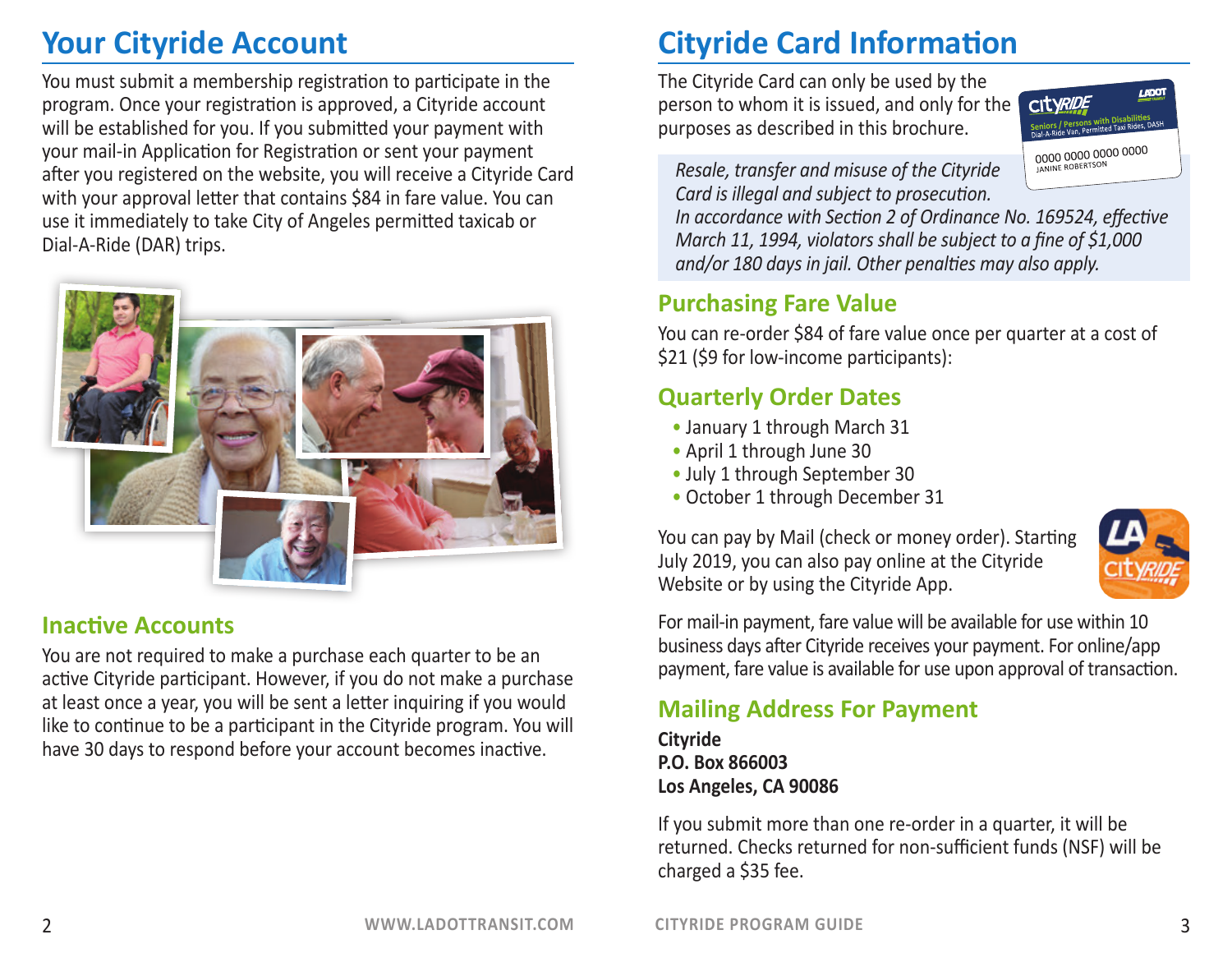## Your Cityride Account

You must submit a membership registration to participate in the program. Once your registration is approved, a Cityride account will be established for you. If you submitted your payment with your mail-in Application for Registration or sent your payment after you registered on the website, you will receive a Cityride Card with your approval letter that contains $84 in fare value. You can use it immediately to take City of Angeles permitted taxicab or Dial-A-Ride (DAR) trips.

### Inactive Accounts

You are not required to make a purchase each quarter to be an active Cityride participant. However, if you do not make a purchase at least once a year, you will be sent a letter inquiring if you would like to continue to be a participant in the Cityride program. You will have 30 days to respond before your account becomes inactive.

## Cityride Card Information

The Cityride Card can only be used by the person to whom it is issued, and only for the purposes as described in this brochure.

*Resale, transfer and misuse of the Cityride Card is illegal and subject to prosecution. In accordance with Section 2 of Ordinance No. 169524, effective March 11, 1994, violators shall be subject to a fine of $1,000 and/or 180 days in jail. Other penalties may also apply.*

### Purchasing Fare Value

You can re-order $84 of fare value once per quarter at a cost of $21 ($9 for low-income participants):

### Quarterly Order Dates

- January 1 through March 31
- April 1 through June 30
- July 1 through September 30
- October 1 through December 31

You can pay by Mail (check or money order). Starting July 2019, you can also pay online at the Cityride Website or by using the Cityride App.

For mail-in payment, fare value will be available for use within 10 business days after Cityride receives your payment. For online/app payment, fare value is available for use upon approval of transaction.

### Mailing Address For Payment

**Cityride**
**P.O. Box 866003**
**Los Angeles, CA 90086**

If you submit more than one re-order in a quarter, it will be returned. Checks returned for non-sufficient funds (NSF) will be charged a $35 fee.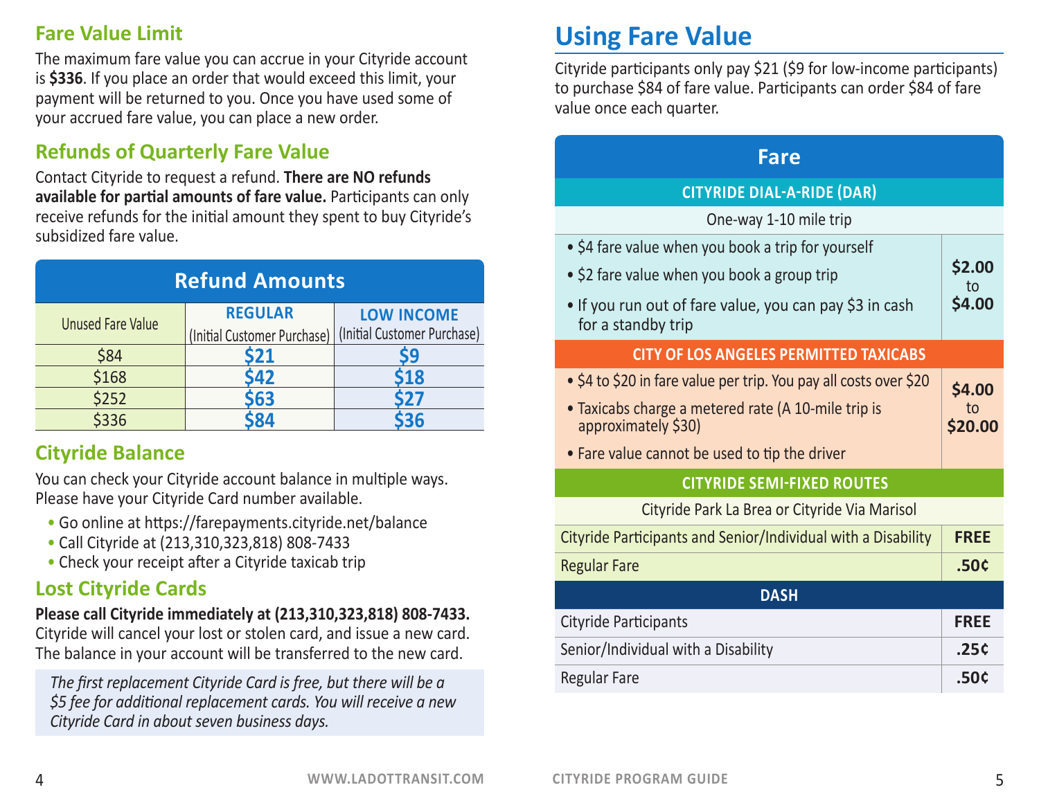## Fare Value Limit

The maximum fare value you can accrue in your Cityride account is **$336**. If you place an order that would exceed this limit, your payment will be returned to you. Once you have used some of your accrued fare value, you can place a new order.

## Refunds of Quarterly Fare Value

Contact Cityride to request a refund. **There are NO refunds available for partial amounts of fare value.** Participants can only receive refunds for the initial amount they spent to buy Cityride's subsidized fare value.

| Refund Amounts | | |
|---|---|---|
| Unused Fare Value | REGULAR (Initial Customer Purchase) | LOW INCOME (Initial Customer Purchase) |
| $84 | $21 | $9 |
| $168 | $42 | $18 |
| $252 | $63 | $27 |
| $336 | $84 | $36 |

## Cityride Balance

You can check your Cityride account balance in multiple ways. Please have your Cityride Card number available.

- Go online at https://farepayments.cityride.net/balance
- Call Cityride at (213,310,323,818) 808-7433
- Check your receipt after a Cityride taxicab trip

## Lost Cityride Cards

**Please call Cityride immediately at (213,310,323,818) 808-7433.** Cityride will cancel your lost or stolen card, and issue a new card. The balance in your account will be transferred to the new card.

*The first replacement Cityride Card is free, but there will be a $5 fee for additional replacement cards. You will receive a new Cityride Card in about seven business days.*

# Using Fare Value

Cityride participants only pay $21 ($9 for low-income participants) to purchase $84 of fare value. Participants can order $84 of fare value once each quarter.

| Fare | |
|---|---|
| **CITYRIDE DIAL-A-RIDE (DAR)** | |
| One-way 1-10 mile trip | |
| • $4 fare value when you book a trip for yourself<br>• $2 fare value when you book a group trip<br>• If you run out of fare value, you can pay $3 in cash for a standby trip | **$2.00** to **$4.00** |
| **CITY OF LOS ANGELES PERMITTED TAXICABS** | |
| • $4 to $20 in fare value per trip. You pay all costs over $20<br>• Taxicabs charge a metered rate (A 10-mile trip is approximately $30)<br>• Fare value cannot be used to tip the driver | **$4.00** to **$20.00** |
| **CITYRIDE SEMI-FIXED ROUTES** | |
| Cityride Park La Brea or Cityride Via Marisol | |
| Cityride Participants and Senior/Individual with a Disability | **FREE** |
| Regular Fare | **.50¢** |
| **DASH** | |
| Cityride Participants | **FREE** |
| Senior/Individual with a Disability | **.25¢** |
| Regular Fare | **.50¢** |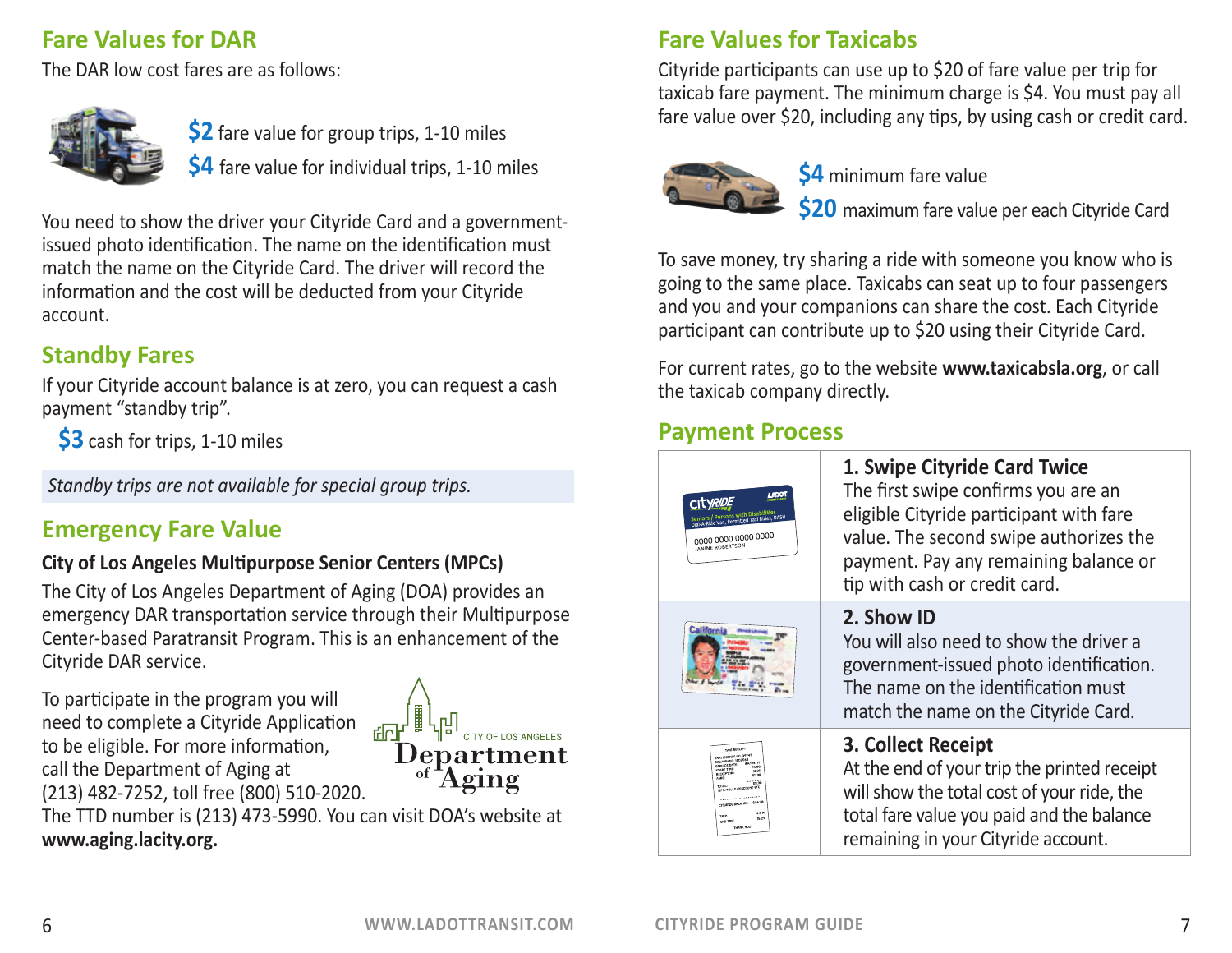## Fare Values for DAR

The DAR low cost fares are as follows:

**$2** fare value for group trips, 1-10 miles

**$4** fare value for individual trips, 1-10 miles

You need to show the driver your Cityride Card and a government-issued photo identification. The name on the identification must match the name on the Cityride Card. The driver will record the information and the cost will be deducted from your Cityride account.

## Standby Fares

If your Cityride account balance is at zero, you can request a cash payment "standby trip".

**$3** cash for trips, 1-10 miles

*Standby trips are not available for special group trips.*

## Emergency Fare Value

**City of Los Angeles Multipurpose Senior Centers (MPCs)**

The City of Los Angeles Department of Aging (DOA) provides an emergency DAR transportation service through their Multipurpose Center-based Paratransit Program. This is an enhancement of the Cityride DAR service.

To participate in the program you will need to complete a Cityride Application to be eligible. For more information, call the Department of Aging at (213) 482-7252, toll free (800) 510-2020. The TTD number is (213) 473-5990. You can visit DOA's website at **www.aging.lacity.org.**

CITY OF LOS ANGELES Department of Aging

## Fare Values for Taxicabs

Cityride participants can use up to $20 of fare value per trip for taxicab fare payment. The minimum charge is $4. You must pay all fare value over $20, including any tips, by using cash or credit card.

**$4** minimum fare value

**$20** maximum fare value per each Cityride Card

To save money, try sharing a ride with someone you know who is going to the same place. Taxicabs can seat up to four passengers and you and your companions can share the cost. Each Cityride participant can contribute up to $20 using their Cityride Card.

For current rates, go to the website **www.taxicabsla.org**, or call the taxicab company directly.

## Payment Process

**1. Swipe Cityride Card Twice**

The first swipe confirms you are an eligible Cityride participant with fare value. The second swipe authorizes the payment. Pay any remaining balance or tip with cash or credit card.

**2. Show ID**

You will also need to show the driver a government-issued photo identification. The name on the identification must match the name on the Cityride Card.

**3. Collect Receipt**

At the end of your trip the printed receipt will show the total cost of your ride, the total fare value you paid and the balance remaining in your Cityride account.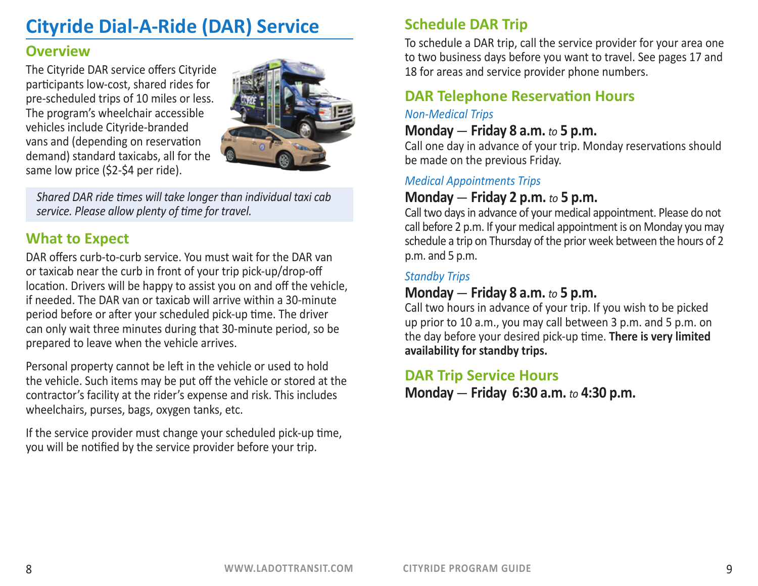# Cityride Dial-A-Ride (DAR) Service

## Overview

The Cityride DAR service offers Cityride participants low-cost, shared rides for pre-scheduled trips of 10 miles or less. The program's wheelchair accessible vehicles include Cityride-branded vans and (depending on reservation demand) standard taxicabs, all for the same low price ($2-$4 per ride).

*Shared DAR ride times will take longer than individual taxi cab service. Please allow plenty of time for travel.*

## What to Expect

DAR offers curb-to-curb service. You must wait for the DAR van or taxicab near the curb in front of your trip pick-up/drop-off location. Drivers will be happy to assist you on and off the vehicle, if needed. The DAR van or taxicab will arrive within a 30-minute period before or after your scheduled pick-up time. The driver can only wait three minutes during that 30-minute period, so be prepared to leave when the vehicle arrives.

Personal property cannot be left in the vehicle or used to hold the vehicle. Such items may be put off the vehicle or stored at the contractor's facility at the rider's expense and risk. This includes wheelchairs, purses, bags, oxygen tanks, etc.

If the service provider must change your scheduled pick-up time, you will be notified by the service provider before your trip.

## Schedule DAR Trip

To schedule a DAR trip, call the service provider for your area one to two business days before you want to travel. See pages 17 and 18 for areas and service provider phone numbers.

## DAR Telephone Reservation Hours

*Non-Medical Trips*

**Monday — Friday 8 a.m.** *to* **5 p.m.**

Call one day in advance of your trip. Monday reservations should be made on the previous Friday.

*Medical Appointments Trips*

**Monday — Friday 2 p.m.** *to* **5 p.m.**

Call two days in advance of your medical appointment. Please do not call before 2 p.m. If your medical appointment is on Monday you may schedule a trip on Thursday of the prior week between the hours of 2 p.m. and 5 p.m.

*Standby Trips*

**Monday — Friday 8 a.m.** *to* **5 p.m.**

Call two hours in advance of your trip. If you wish to be picked up prior to 10 a.m., you may call between 3 p.m. and 5 p.m. on the day before your desired pick-up time. **There is very limited availability for standby trips.**

## DAR Trip Service Hours

**Monday — Friday 6:30 a.m.** *to* **4:30 p.m.**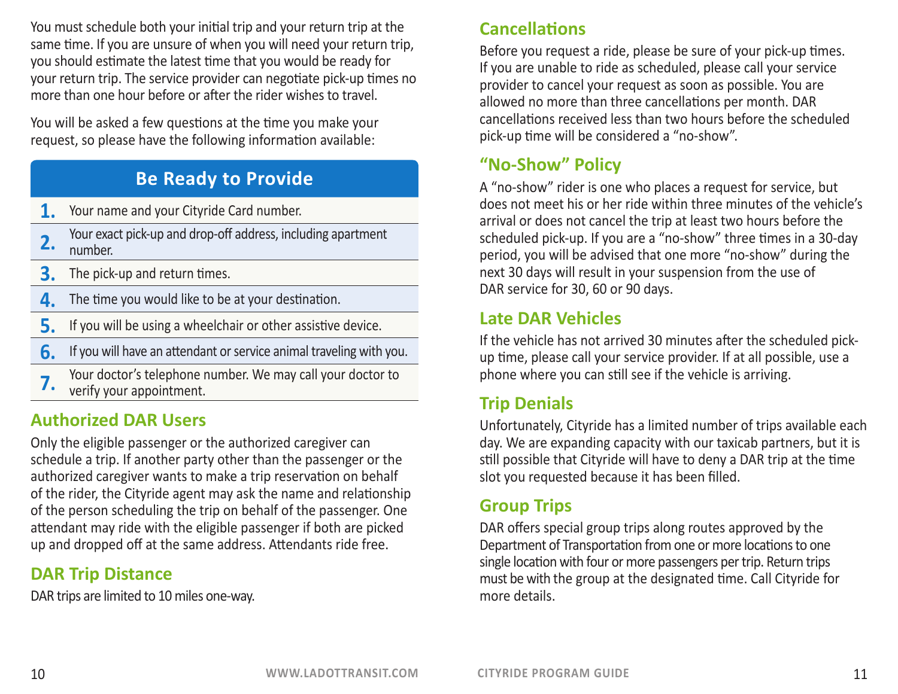You must schedule both your initial trip and your return trip at the same time. If you are unsure of when you will need your return trip, you should estimate the latest time that you would be ready for your return trip. The service provider can negotiate pick-up times no more than one hour before or after the rider wishes to travel.

You will be asked a few questions at the time you make your request, so please have the following information available:

| Be Ready to Provide | |
|---|---|
| 1. | Your name and your Cityride Card number. |
| 2. | Your exact pick-up and drop-off address, including apartment number. |
| 3. | The pick-up and return times. |
| 4. | The time you would like to be at your destination. |
| 5. | If you will be using a wheelchair or other assistive device. |
| 6. | If you will have an attendant or service animal traveling with you. |
| 7. | Your doctor's telephone number. We may call your doctor to verify your appointment. |

## Authorized DAR Users

Only the eligible passenger or the authorized caregiver can schedule a trip. If another party other than the passenger or the authorized caregiver wants to make a trip reservation on behalf of the rider, the Cityride agent may ask the name and relationship of the person scheduling the trip on behalf of the passenger. One attendant may ride with the eligible passenger if both are picked up and dropped off at the same address. Attendants ride free.

## DAR Trip Distance

DAR trips are limited to 10 miles one-way.

## Cancellations

Before you request a ride, please be sure of your pick-up times. If you are unable to ride as scheduled, please call your service provider to cancel your request as soon as possible. You are allowed no more than three cancellations per month. DAR cancellations received less than two hours before the scheduled pick-up time will be considered a "no-show".

## "No-Show" Policy

A "no-show" rider is one who places a request for service, but does not meet his or her ride within three minutes of the vehicle's arrival or does not cancel the trip at least two hours before the scheduled pick-up. If you are a "no-show" three times in a 30-day period, you will be advised that one more "no-show" during the next 30 days will result in your suspension from the use of DAR service for 30, 60 or 90 days.

## Late DAR Vehicles

If the vehicle has not arrived 30 minutes after the scheduled pick-up time, please call your service provider. If at all possible, use a phone where you can still see if the vehicle is arriving.

## Trip Denials

Unfortunately, Cityride has a limited number of trips available each day. We are expanding capacity with our taxicab partners, but it is still possible that Cityride will have to deny a DAR trip at the time slot you requested because it has been filled.

## Group Trips

DAR offers special group trips along routes approved by the Department of Transportation from one or more locations to one single location with four or more passengers per trip. Return trips must be with the group at the designated time. Call Cityride for more details.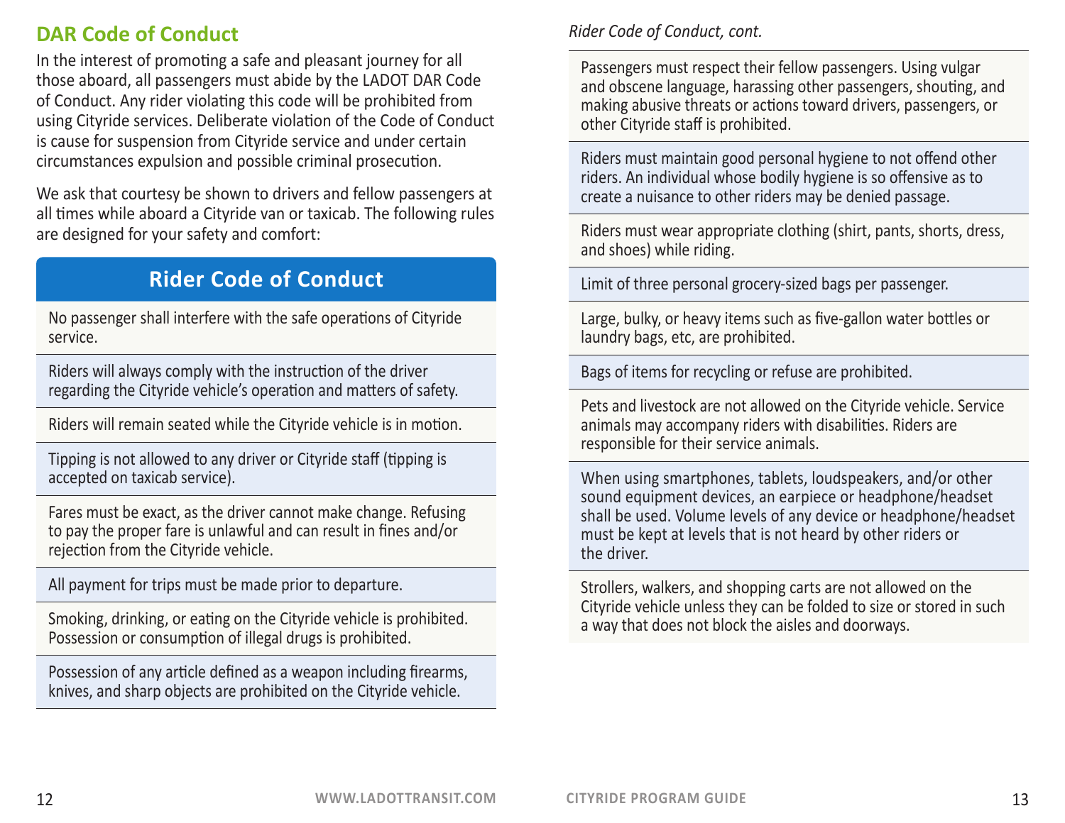## DAR Code of Conduct

In the interest of promoting a safe and pleasant journey for all those aboard, all passengers must abide by the LADOT DAR Code of Conduct. Any rider violating this code will be prohibited from using Cityride services. Deliberate violation of the Code of Conduct is cause for suspension from Cityride service and under certain circumstances expulsion and possible criminal prosecution.

We ask that courtesy be shown to drivers and fellow passengers at all times while aboard a Cityride van or taxicab. The following rules are designed for your safety and comfort:

| Rider Code of Conduct |
| --- |
| No passenger shall interfere with the safe operations of Cityride service. |
| Riders will always comply with the instruction of the driver regarding the Cityride vehicle's operation and matters of safety. |
| Riders will remain seated while the Cityride vehicle is in motion. |
| Tipping is not allowed to any driver or Cityride staff (tipping is accepted on taxicab service). |
| Fares must be exact, as the driver cannot make change. Refusing to pay the proper fare is unlawful and can result in fines and/or rejection from the Cityride vehicle. |
| All payment for trips must be made prior to departure. |
| Smoking, drinking, or eating on the Cityride vehicle is prohibited. Possession or consumption of illegal drugs is prohibited. |
| Possession of any article defined as a weapon including firearms, knives, and sharp objects are prohibited on the Cityride vehicle. |
| Passengers must respect their fellow passengers. Using vulgar and obscene language, harassing other passengers, shouting, and making abusive threats or actions toward drivers, passengers, or other Cityride staff is prohibited. |
| Riders must maintain good personal hygiene to not offend other riders. An individual whose bodily hygiene is so offensive as to create a nuisance to other riders may be denied passage. |
| Riders must wear appropriate clothing (shirt, pants, shorts, dress, and shoes) while riding. |
| Limit of three personal grocery-sized bags per passenger. |
| Large, bulky, or heavy items such as five-gallon water bottles or laundry bags, etc, are prohibited. |
| Bags of items for recycling or refuse are prohibited. |
| Pets and livestock are not allowed on the Cityride vehicle. Service animals may accompany riders with disabilities. Riders are responsible for their service animals. |
| When using smartphones, tablets, loudspeakers, and/or other sound equipment devices, an earpiece or headphone/headset shall be used. Volume levels of any device or headphone/headset must be kept at levels that is not heard by other riders or the driver. |
| Strollers, walkers, and shopping carts are not allowed on the Cityride vehicle unless they can be folded to size or stored in such a way that does not block the aisles and doorways. |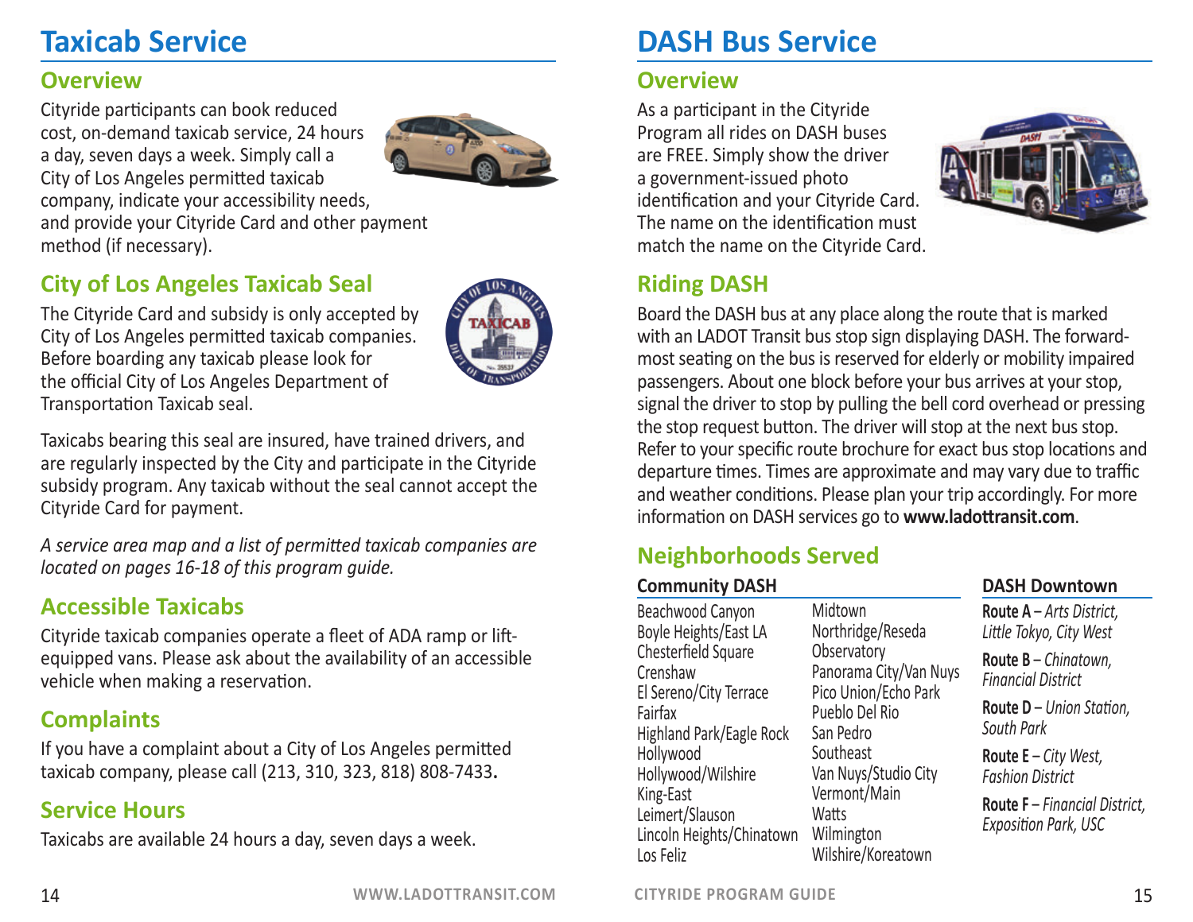# Taxicab Service

## Overview

Cityride participants can book reduced cost, on-demand taxicab service, 24 hours a day, seven days a week. Simply call a City of Los Angeles permitted taxicab company, indicate your accessibility needs, and provide your Cityride Card and other payment method (if necessary).

## City of Los Angeles Taxicab Seal

The Cityride Card and subsidy is only accepted by City of Los Angeles permitted taxicab companies. Before boarding any taxicab please look for the official City of Los Angeles Department of Transportation Taxicab seal.

Taxicabs bearing this seal are insured, have trained drivers, and are regularly inspected by the City and participate in the Cityride subsidy program. Any taxicab without the seal cannot accept the Cityride Card for payment.

*A service area map and a list of permitted taxicab companies are located on pages 16-18 of this program guide.*

## Accessible Taxicabs

Cityride taxicab companies operate a fleet of ADA ramp or lift-equipped vans. Please ask about the availability of an accessible vehicle when making a reservation.

## Complaints

If you have a complaint about a City of Los Angeles permitted taxicab company, please call (213, 310, 323, 818) 808-7433**.**

## Service Hours

Taxicabs are available 24 hours a day, seven days a week.

# DASH Bus Service

## Overview

As a participant in the Cityride Program all rides on DASH buses are FREE. Simply show the driver a government-issued photo identification and your Cityride Card. The name on the identification must match the name on the Cityride Card.

## Riding DASH

Board the DASH bus at any place along the route that is marked with an LADOT Transit bus stop sign displaying DASH. The forward-most seating on the bus is reserved for elderly or mobility impaired passengers. About one block before your bus arrives at your stop, signal the driver to stop by pulling the bell cord overhead or pressing the stop request button. The driver will stop at the next bus stop. Refer to your specific route brochure for exact bus stop locations and departure times. Times are approximate and may vary due to traffic and weather conditions. Please plan your trip accordingly. For more information on DASH services go to **www.ladottransit.com**.

## Neighborhoods Served

### Community DASH

- Beachwood Canyon
- Boyle Heights/East LA
- Chesterfield Square
- Crenshaw
- El Sereno/City Terrace
- Fairfax
- Highland Park/Eagle Rock
- Hollywood
- Hollywood/Wilshire
- King-East
- Leimert/Slauson
- Lincoln Heights/Chinatown
- Los Feliz
- Midtown
- Northridge/Reseda
- Observatory
- Panorama City/Van Nuys
- Pico Union/Echo Park
- Pueblo Del Rio
- San Pedro
- Southeast
- Van Nuys/Studio City
- Vermont/Main
- Watts
- Wilmington
- Wilshire/Koreatown

### DASH Downtown

**Route A** – *Arts District, Little Tokyo, City West*

**Route B** – *Chinatown, Financial District*

**Route D** – *Union Station, South Park*

**Route E** – *City West, Fashion District*

**Route F** – *Financial District, Exposition Park, USC*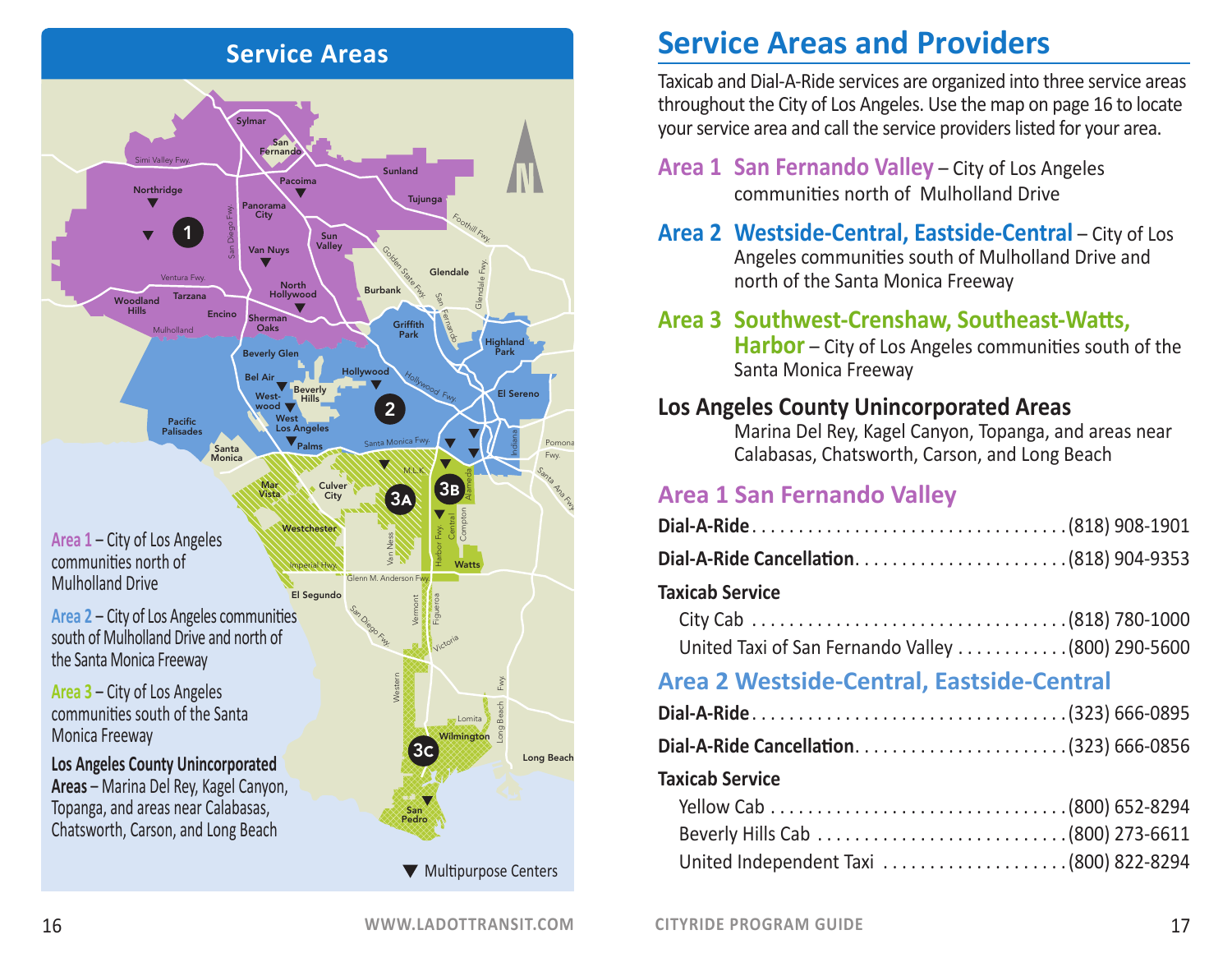## Service Areas

Area 1 – City of Los Angeles communities north of Mulholland Drive

Area 2 – City of Los Angeles communities south of Mulholland Drive and north of the Santa Monica Freeway

Area 3 – City of Los Angeles communities south of the Santa Monica Freeway

**Los Angeles County Unincorporated Areas** – Marina Del Rey, Kagel Canyon, Topanga, and areas near Calabasas, Chatsworth, Carson, and Long Beach

▼ Multipurpose Centers

# Service Areas and Providers

Taxicab and Dial-A-Ride services are organized into three service areas throughout the City of Los Angeles. Use the map on page 16 to locate your service area and call the service providers listed for your area.

**Area 1 San Fernando Valley** – City of Los Angeles communities north of Mulholland Drive

**Area 2 Westside-Central, Eastside-Central** – City of Los Angeles communities south of Mulholland Drive and north of the Santa Monica Freeway

**Area 3 Southwest-Crenshaw, Southeast-Watts, Harbor** – City of Los Angeles communities south of the Santa Monica Freeway

**Los Angeles County Unincorporated Areas**
Marina Del Rey, Kagel Canyon, Topanga, and areas near Calabasas, Chatsworth, Carson, and Long Beach

## Area 1 San Fernando Valley

**Dial-A-Ride** . . . . . . . . (818) 908-1901

**Dial-A-Ride Cancellation** . . . . . . . . (818) 904-9353

**Taxicab Service**

City Cab . . . . . . . . (818) 780-1000

United Taxi of San Fernando Valley . . . . . . . . (800) 290-5600

## Area 2 Westside-Central, Eastside-Central

**Dial-A-Ride** . . . . . . . . (323) 666-0895

**Dial-A-Ride Cancellation** . . . . . . . . (323) 666-0856

**Taxicab Service**

Yellow Cab . . . . . . . . (800) 652-8294

Beverly Hills Cab . . . . . . . . (800) 273-6611

United Independent Taxi . . . . . . . . (800) 822-8294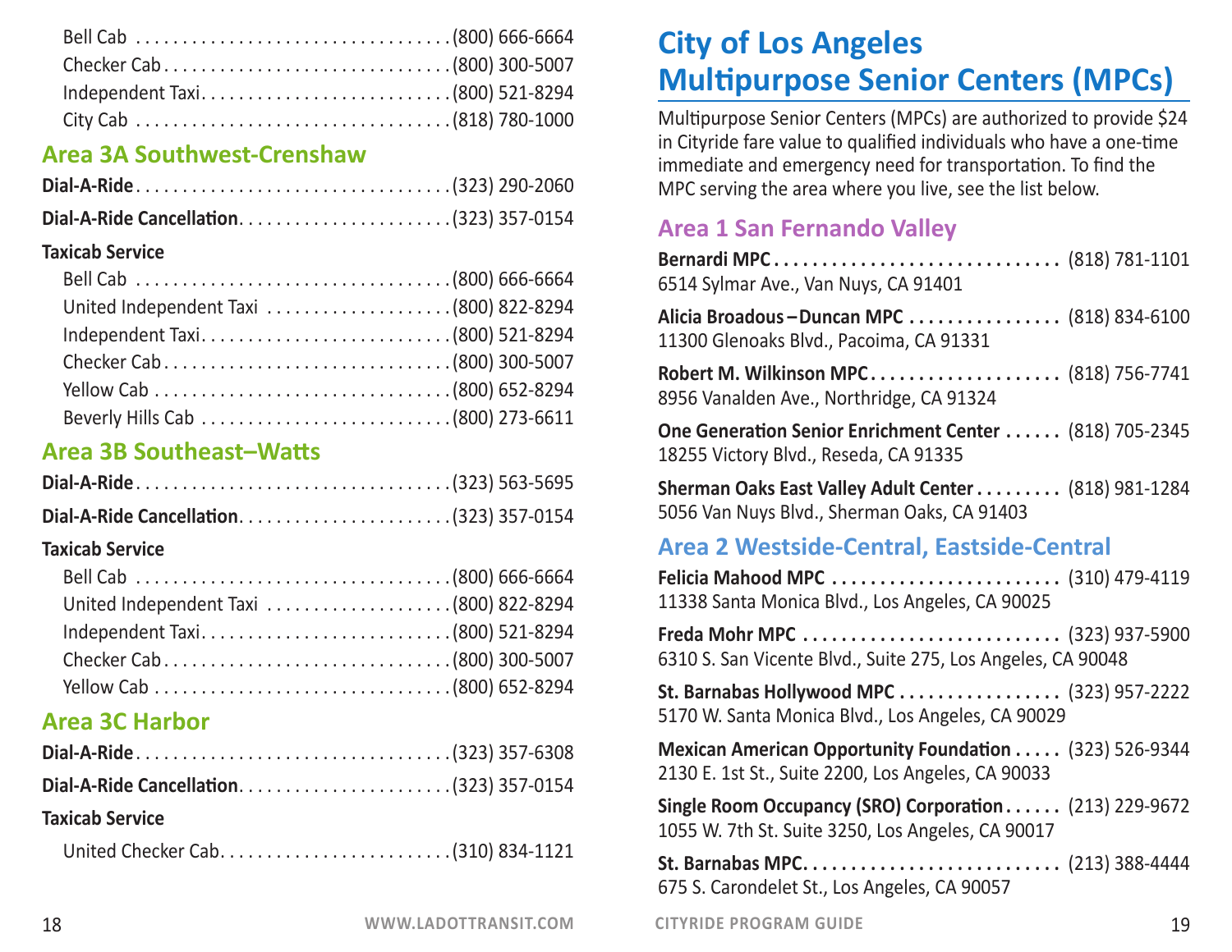Bell Cab .................................. (800) 666-6664
Checker Cab ............................... (800) 300-5007
Independent Taxi ........................... (800) 521-8294
City Cab .................................. (818) 780-1000

## Area 3A Southwest-Crenshaw

**Dial-A-Ride** .................................. (323) 290-2060

**Dial-A-Ride Cancellation** ....................... (323) 357-0154

**Taxicab Service**

Bell Cab .................................. (800) 666-6664
United Independent Taxi .................... (800) 822-8294
Independent Taxi ........................... (800) 521-8294
Checker Cab ............................... (800) 300-5007
Yellow Cab ................................ (800) 652-8294
Beverly Hills Cab ........................... (800) 273-6611

## Area 3B Southeast–Watts

**Dial-A-Ride** .................................. (323) 563-5695

**Dial-A-Ride Cancellation** ....................... (323) 357-0154

**Taxicab Service**

Bell Cab .................................. (800) 666-6664
United Independent Taxi .................... (800) 822-8294
Independent Taxi ........................... (800) 521-8294
Checker Cab ............................... (800) 300-5007
Yellow Cab ................................ (800) 652-8294

## Area 3C Harbor

**Dial-A-Ride** .................................. (323) 357-6308

**Dial-A-Ride Cancellation** ....................... (323) 357-0154

**Taxicab Service**

United Checker Cab ......................... (310) 834-1121

# City of Los Angeles Multipurpose Senior Centers (MPCs)

Multipurpose Senior Centers (MPCs) are authorized to provide $24 in Cityride fare value to qualified individuals who have a one-time immediate and emergency need for transportation. To find the MPC serving the area where you live, see the list below.

## Area 1 San Fernando Valley

**Bernardi MPC** .............................. (818) 781-1101
6514 Sylmar Ave., Van Nuys, CA 91401

**Alicia Broadous – Duncan MPC** ................ (818) 834-6100
11300 Glenoaks Blvd., Pacoima, CA 91331

**Robert M. Wilkinson MPC** .................... (818) 756-7741
8956 Vanalden Ave., Northridge, CA 91324

**One Generation Senior Enrichment Center** ...... (818) 705-2345
18255 Victory Blvd., Reseda, CA 91335

**Sherman Oaks East Valley Adult Center** ......... (818) 981-1284
5056 Van Nuys Blvd., Sherman Oaks, CA 91403

## Area 2 Westside-Central, Eastside-Central

**Felicia Mahood MPC** ........................ (310) 479-4119
11338 Santa Monica Blvd., Los Angeles, CA 90025

**Freda Mohr MPC** ........................... (323) 937-5900
6310 S. San Vicente Blvd., Suite 275, Los Angeles, CA 90048

**St. Barnabas Hollywood MPC** ................. (323) 957-2222
5170 W. Santa Monica Blvd., Los Angeles, CA 90029

**Mexican American Opportunity Foundation** ..... (323) 526-9344
2130 E. 1st St., Suite 2200, Los Angeles, CA 90033

**Single Room Occupancy (SRO) Corporation** ...... (213) 229-9672
1055 W. 7th St. Suite 3250, Los Angeles, CA 90017

**St. Barnabas MPC** ........................... (213) 388-4444
675 S. Carondelet St., Los Angeles, CA 90057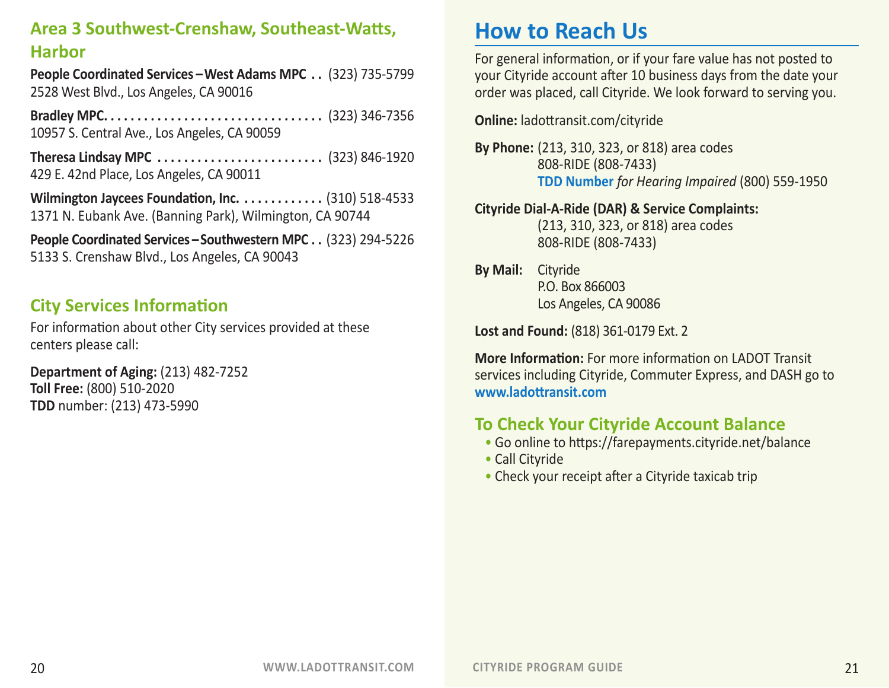## Area 3 Southwest-Crenshaw, Southeast-Watts, Harbor

**People Coordinated Services – West Adams MPC** . . (323) 735-5799
2528 West Blvd., Los Angeles, CA 90016

**Bradley MPC** . . . . . . . . . . . . . . . . . . . . . . . . . . . . . . . . (323) 346-7356
10957 S. Central Ave., Los Angeles, CA 90059

**Theresa Lindsay MPC** . . . . . . . . . . . . . . . . . . . . . . . . . (323) 846-1920
429 E. 42nd Place, Los Angeles, CA 90011

**Wilmington Jaycees Foundation, Inc.** . . . . . . . . . . . . (310) 518-4533
1371 N. Eubank Ave. (Banning Park), Wilmington, CA 90744

**People Coordinated Services – Southwestern MPC** . . (323) 294-5226
5133 S. Crenshaw Blvd., Los Angeles, CA 90043

## City Services Information

For information about other City services provided at these centers please call:

**Department of Aging:** (213) 482-7252
**Toll Free:** (800) 510-2020
**TDD** number: (213) 473-5990

# How to Reach Us

For general information, or if your fare value has not posted to your Cityride account after 10 business days from the date your order was placed, call Cityride. We look forward to serving you.

**Online:** ladottransit.com/cityride

**By Phone:** (213, 310, 323, or 818) area codes
808-RIDE (808-7433)
**TDD Number** *for Hearing Impaired* (800) 559-1950

**Cityride Dial-A-Ride (DAR) & Service Complaints:**
(213, 310, 323, or 818) area codes
808-RIDE (808-7433)

**By Mail:** Cityride
P.O. Box 866003
Los Angeles, CA 90086

**Lost and Found:** (818) 361-0179 Ext. 2

**More Information:** For more information on LADOT Transit services including Cityride, Commuter Express, and DASH go to **www.ladottransit.com**

## To Check Your Cityride Account Balance

- Go online to https://farepayments.cityride.net/balance
- Call Cityride
- Check your receipt after a Cityride taxicab trip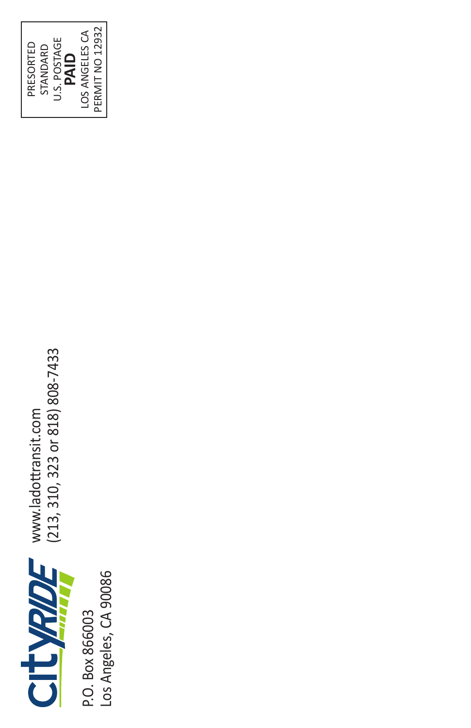PRESORTED
STANDARD
U.S. POSTAGE
**PAID**
LOS ANGELES CA
PERMIT NO 12932

CITYRIDE

www.ladottransit.com
(213, 310, 323 or 818) 808-7433

P.O. Box 866003
Los Angeles, CA 90086